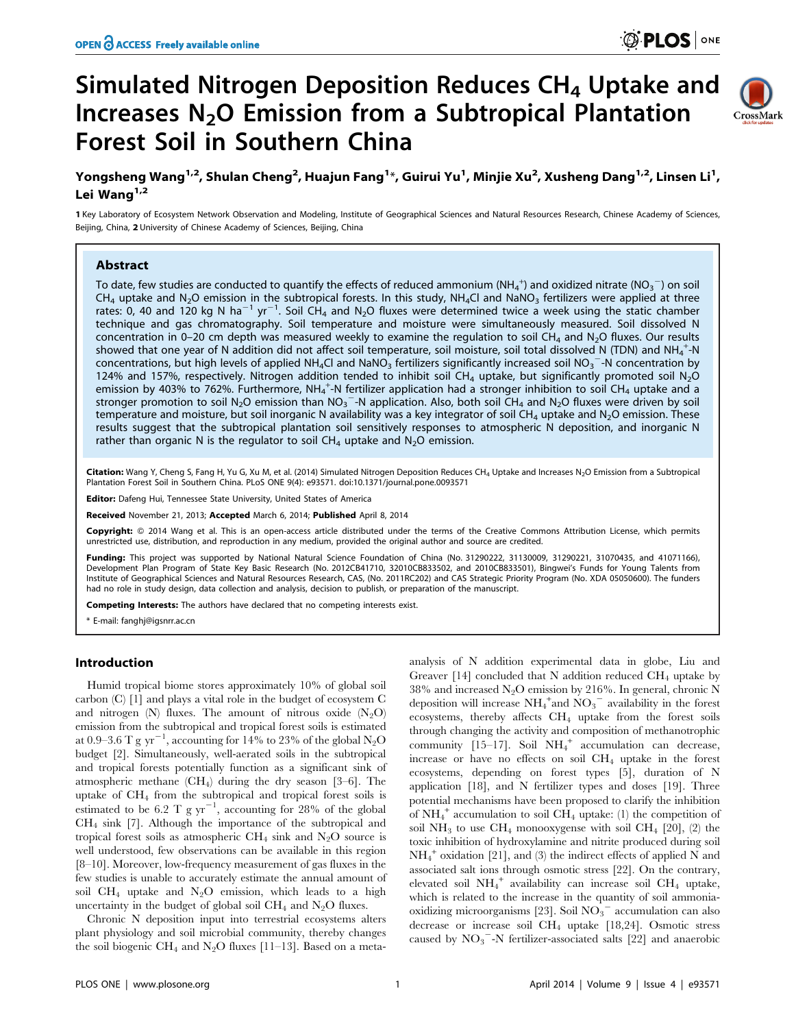# Simulated Nitrogen Deposition Reduces $CH_4$ Uptake and Increases $N_2O$ Emission from a Subtropical Plantation Forest Soil in Southern China

**Yongsheng Wang[1,2], Shulan Cheng[2], Huajun Fang[1]*, Guirui Yu[1], Minjie Xu[2], Xusheng Dang[1,2], Linsen Li[1], Lei Wang[1,2]**

1 Key Laboratory of Ecosystem Network Observation and Modeling, Institute of Geographical Sciences and Natural Resources Research, Chinese Academy of Sciences, Beijing, China, 2 University of Chinese Academy of Sciences, Beijing, China

## Abstract

To date, few studies are conducted to quantify the effects of reduced ammonium ($NH_4^+$) and oxidized nitrate ($NO_3^-$) on soil $CH_4$ uptake and $N_2O$ emission in the subtropical forests. In this study, $NH_4Cl$ and $NaNO_3$ fertilizers were applied at three rates: 0, 40 and 120 kg N $ha^{-1}$ $yr^{-1}$. Soil $CH_4$ and $N_2O$ fluxes were determined twice a week using the static chamber technique and gas chromatography. Soil temperature and moisture were simultaneously measured. Soil dissolved N concentration in 0–20 cm depth was measured weekly to examine the regulation to soil $CH_4$ and $N_2O$ fluxes. Our results showed that one year of N addition did not affect soil temperature, soil moisture, soil total dissolved N (TDN) and $NH_4^+$-N concentrations, but high levels of applied $NH_4Cl$ and $NaNO_3$ fertilizers significantly increased soil $NO_3^-$-N concentration by 124% and 157%, respectively. Nitrogen addition tended to inhibit soil $CH_4$ uptake, but significantly promoted soil $N_2O$ emission by 403% to 762%. Furthermore, $NH_4^+$-N fertilizer application had a stronger inhibition to soil $CH_4$ uptake and a stronger promotion to soil $N_2O$ emission than $NO_3^-$-N application. Also, both soil $CH_4$ and $N_2O$ fluxes were driven by soil temperature and moisture, but soil inorganic N availability was a key integrator of soil $CH_4$ uptake and $N_2O$ emission. These results suggest that the subtropical plantation soil sensitively responses to atmospheric N deposition, and inorganic N rather than organic N is the regulator to soil $CH_4$ uptake and $N_2O$ emission.

**Citation:** Wang Y, Cheng S, Fang H, Yu G, Xu M, et al. (2014) Simulated Nitrogen Deposition Reduces $CH_4$ Uptake and Increases $N_2O$ Emission from a Subtropical Plantation Forest Soil in Southern China. PLoS ONE 9(4): e93571. doi:10.1371/journal.pone.0093571

**Editor:** Dafeng Hui, Tennessee State University, United States of America

**Received** November 21, 2013; **Accepted** March 6, 2014; **Published** April 8, 2014

**Copyright:** © 2014 Wang et al. This is an open-access article distributed under the terms of the Creative Commons Attribution License, which permits unrestricted use, distribution, and reproduction in any medium, provided the original author and source are credited.

**Funding:** This project was supported by National Natural Science Foundation of China (No. 31290222, 31130009, 31290221, 31070435, and 41071166), Development Plan Program of State Key Basic Research (No. 2012CB41710, 32010CB833502, and 2010CB833501), Bingwei's Funds for Young Talents from Institute of Geographical Sciences and Natural Resources Research, CAS, (No. 2011RC202) and CAS Strategic Priority Program (No. XDA 05050600). The funders had no role in study design, data collection and analysis, decision to publish, or preparation of the manuscript.

**Competing Interests:** The authors have declared that no competing interests exist.

\* E-mail: fanghj@igsnrr.ac.cn

## Introduction

Humid tropical biome stores approximately 10% of global soil carbon (C) [1] and plays a vital role in the budget of ecosystem C and nitrogen (N) fluxes. The amount of nitrous oxide ($N_2O$) emission from the subtropical and tropical forest soils is estimated at 0.9–3.6 T g $yr^{-1}$, accounting for 14% to 23% of the global $N_2O$ budget [2]. Simultaneously, well-aerated soils in the subtropical and tropical forests potentially function as a significant sink of atmospheric methane ($CH_4$) during the dry season [3–6]. The uptake of $CH_4$ from the subtropical and tropical forest soils is estimated to be 6.2 T g $yr^{-1}$, accounting for 28% of the global $CH_4$ sink [7]. Although the importance of the subtropical and tropical forest soils as atmospheric $CH_4$ sink and $N_2O$ source is well understood, few observations can be available in this region [8–10]. Moreover, low-frequency measurement of gas fluxes in the few studies is unable to accurately estimate the annual amount of soil $CH_4$ uptake and $N_2O$ emission, which leads to a high uncertainty in the budget of global soil $CH_4$ and $N_2O$ fluxes.

Chronic N deposition input into terrestrial ecosystems alters plant physiology and soil microbial community, thereby changes the soil biogenic $CH_4$ and $N_2O$ fluxes [11–13]. Based on a meta-analysis of N addition experimental data in globe, Liu and Greaver [14] concluded that N addition reduced $CH_4$ uptake by 38% and increased $N_2O$ emission by 216%. In general, chronic N deposition will increase $NH_4^+$and $NO_3^-$ availability in the forest ecosystems, thereby affects $CH_4$ uptake from the forest soils through changing the activity and composition of methanotrophic community [15–17]. Soil $NH_4^+$ accumulation can decrease, increase or have no effects on soil $CH_4$ uptake in the forest ecosystems, depending on forest types [5], duration of N application [18], and N fertilizer types and doses [19]. Three potential mechanisms have been proposed to clarify the inhibition of $NH_4^+$ accumulation to soil $CH_4$ uptake: (1) the competition of soil $NH_3$ to use $CH_4$ monooxygenase with soil $CH_4$ [20], (2) the toxic inhibition of hydroxylamine and nitrite produced during soil $NH_4^+$ oxidation [21], and (3) the indirect effects of applied N and associated salt ions through osmotic stress [22]. On the contrary, elevated soil $NH_4^+$ availability can increase soil $CH_4$ uptake, which is related to the increase in the quantity of soil ammonia-oxidizing microorganisms [23]. Soil $NO_3^-$ accumulation can also decrease or increase soil $CH_4$ uptake [18,24]. Osmotic stress caused by $NO_3^-$-N fertilizer-associated salts [22] and anaerobic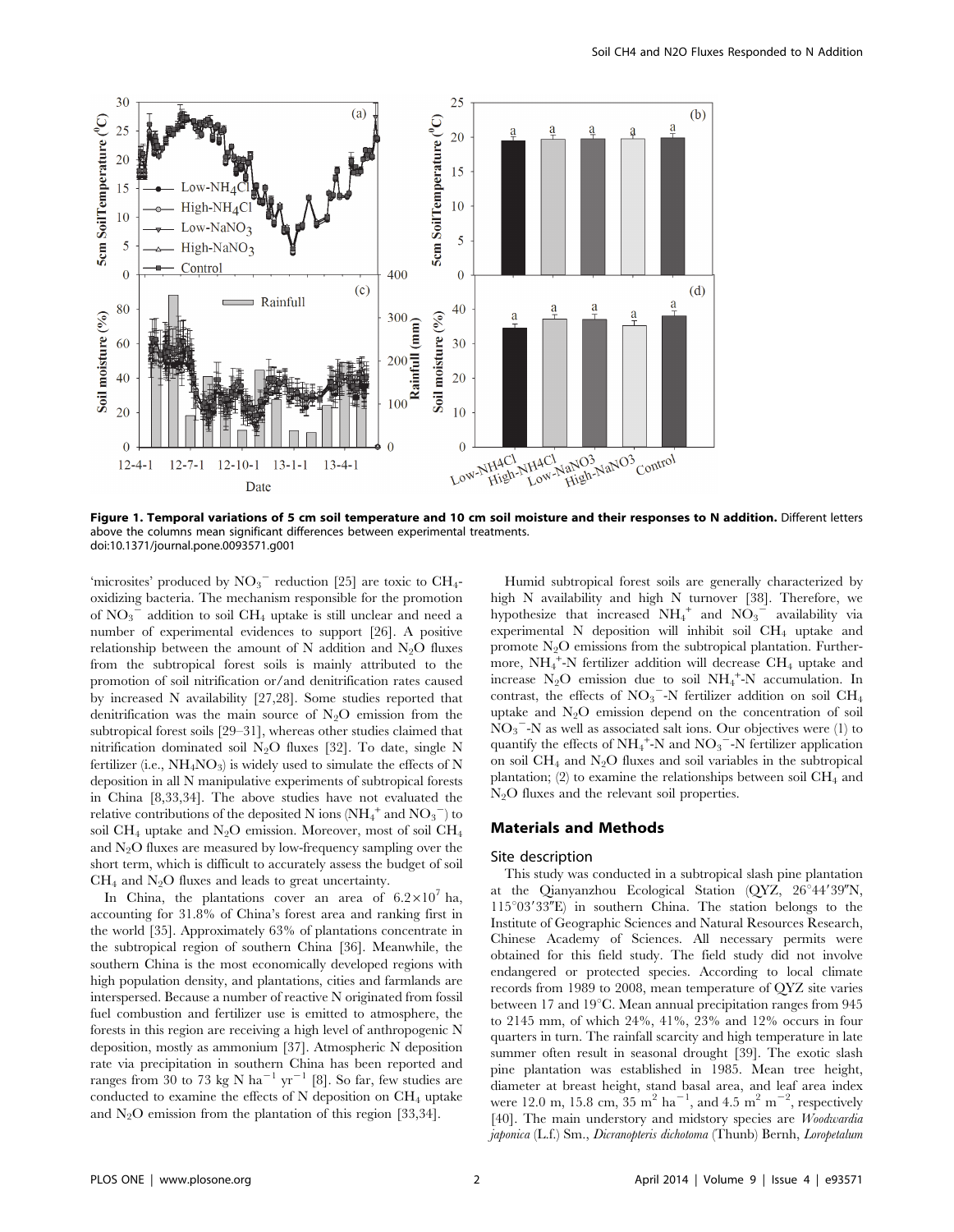Figure 1. Temporal variations of 5 cm soil temperature and 10 cm soil moisture and their responses to N addition. Different letters above the columns mean significant differences between experimental treatments.
doi:10.1371/journal.pone.0093571.g001

'microsites' produced by $NO_3^-$ reduction [25] are toxic to $CH_4$-oxidizing bacteria. The mechanism responsible for the promotion of $NO_3^-$ addition to soil $CH_4$ uptake is still unclear and need a number of experimental evidences to support [26]. A positive relationship between the amount of N addition and $N_2O$ fluxes from the subtropical forest soils is mainly attributed to the promotion of soil nitrification or/and denitrification rates caused by increased N availability [27,28]. Some studies reported that denitrification was the main source of $N_2O$ emission from the subtropical forest soils [29–31], whereas other studies claimed that nitrification dominated soil $N_2O$ fluxes [32]. To date, single N fertilizer (i.e., $NH_4NO_3$) is widely used to simulate the effects of N deposition in all N manipulative experiments of subtropical forests in China [8,33,34]. The above studies have not evaluated the relative contributions of the deposited N ions ($NH_4^+$ and $NO_3^-$) to soil $CH_4$ uptake and $N_2O$ emission. Moreover, most of soil $CH_4$ and $N_2O$ fluxes are measured by low-frequency sampling over the short term, which is difficult to accurately assess the budget of soil $CH_4$ and $N_2O$ fluxes and leads to great uncertainty.

In China, the plantations cover an area of $6.2\times10^7$ ha, accounting for 31.8% of China's forest area and ranking first in the world [35]. Approximately 63% of plantations concentrate in the subtropical region of southern China [36]. Meanwhile, the southern China is the most economically developed regions with high population density, and plantations, cities and farmlands are interspersed. Because a number of reactive N originated from fossil fuel combustion and fertilizer use is emitted to atmosphere, the forests in this region are receiving a high level of anthropogenic N deposition, mostly as ammonium [37]. Atmospheric N deposition rate via precipitation in southern China has been reported and ranges from 30 to 73 kg N $ha^{-1}$ $yr^{-1}$ [8]. So far, few studies are conducted to examine the effects of N deposition on $CH_4$ uptake and $N_2O$ emission from the plantation of this region [33,34].

Humid subtropical forest soils are generally characterized by high N availability and high N turnover [38]. Therefore, we hypothesize that increased $NH_4^+$ and $NO_3^-$ availability via experimental N deposition will inhibit soil $CH_4$ uptake and promote $N_2O$ emissions from the subtropical plantation. Furthermore, $NH_4^+$-N fertilizer addition will decrease $CH_4$ uptake and increase $N_2O$ emission due to soil $NH_4^+$-N accumulation. In contrast, the effects of $NO_3^-$-N fertilizer addition on soil $CH_4$ uptake and $N_2O$ emission depend on the concentration of soil $NO_3^-$-N as well as associated salt ions. Our objectives were (1) to quantify the effects of $NH_4^+$-N and $NO_3^-$-N fertilizer application on soil $CH_4$ and $N_2O$ fluxes and soil variables in the subtropical plantation; (2) to examine the relationships between soil $CH_4$ and $N_2O$ fluxes and the relevant soil properties.

## Materials and Methods

### Site description

This study was conducted in a subtropical slash pine plantation at the Qianyanzhou Ecological Station (QYZ, 26°44′39″N, 115°03′33″E) in southern China. The station belongs to the Institute of Geographic Sciences and Natural Resources Research, Chinese Academy of Sciences. All necessary permits were obtained for this field study. The field study did not involve endangered or protected species. According to local climate records from 1989 to 2008, mean temperature of QYZ site varies between 17 and 19°C. Mean annual precipitation ranges from 945 to 2145 mm, of which 24%, 41%, 23% and 12% occurs in four quarters in turn. The rainfall scarcity and high temperature in late summer often result in seasonal drought [39]. The exotic slash pine plantation was established in 1985. Mean tree height, diameter at breast height, stand basal area, and leaf area index were 12.0 m, 15.8 cm, 35 $m^2$ $ha^{-1}$, and 4.5 $m^2$ $m^{-2}$, respectively [40]. The main understory and midstory species are *Woodwardia japonica* (L.f.) Sm., *Dicranopteris dichotoma* (Thunb) Bernh, *Loropetalum*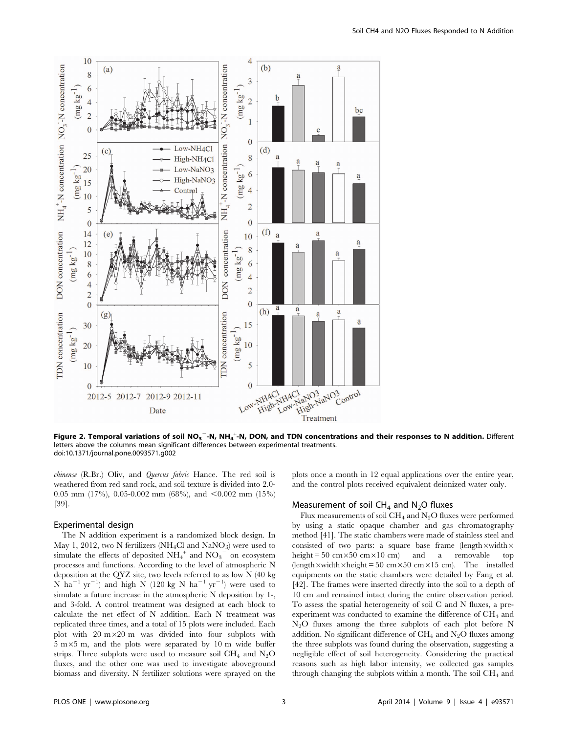**Figure 2. Temporal variations of soil $NO_3^-$-N, $NH_4^+$-N, DON, and TDN concentrations and their responses to N addition.** Different letters above the columns mean significant differences between experimental treatments.
doi:10.1371/journal.pone.0093571.g002

*chinense* (R.Br.) Oliv, and *Quercus fabric* Hance. The red soil is weathered from red sand rock, and soil texture is divided into 2.0-0.05 mm (17%), 0.05-0.002 mm (68%), and <0.002 mm (15%) [39].

## Experimental design

The N addition experiment is a randomized block design. In May 1, 2012, two N fertilizers ($NH_4Cl$ and $NaNO_3$) were used to simulate the effects of deposited $NH_4^+$ and $NO_3^-$ on ecosystem processes and functions. According to the level of atmospheric N deposition at the QYZ site, two levels referred to as low N (40 kg N $ha^{-1}$ $yr^{-1}$) and high N (120 kg N $ha^{-1}$ $yr^{-1}$) were used to simulate a future increase in the atmospheric N deposition by 1-, and 3-fold. A control treatment was designed at each block to calculate the net effect of N addition. Each N treatment was replicated three times, and a total of 15 plots were included. Each plot with 20 m×20 m was divided into four subplots with 5 m×5 m, and the plots were separated by 10 m wide buffer strips. Three subplots were used to measure soil $CH_4$ and $N_2O$ fluxes, and the other one was used to investigate aboveground biomass and diversity. N fertilizer solutions were sprayed on the plots once a month in 12 equal applications over the entire year, and the control plots received equivalent deionized water only.

## Measurement of soil $CH_4$ and $N_2O$ fluxes

Flux measurements of soil $CH_4$ and $N_2O$ fluxes were performed by using a static opaque chamber and gas chromatography method [41]. The static chambers were made of stainless steel and consisted of two parts: a square base frame (length×width×height = 50 cm×50 cm×10 cm) and a removable top (length×width×height = 50 cm×50 cm×15 cm). The installed equipments on the static chambers were detailed by Fang et al. [42]. The frames were inserted directly into the soil to a depth of 10 cm and remained intact during the entire observation period. To assess the spatial heterogeneity of soil C and N fluxes, a pre-experiment was conducted to examine the difference of $CH_4$ and $N_2O$ fluxes among the three subplots of each plot before N addition. No significant difference of $CH_4$ and $N_2O$ fluxes among the three subplots was found during the observation, suggesting a negligible effect of soil heterogeneity. Considering the practical reasons such as high labor intensity, we collected gas samples through changing the subplots within a month. The soil $CH_4$ and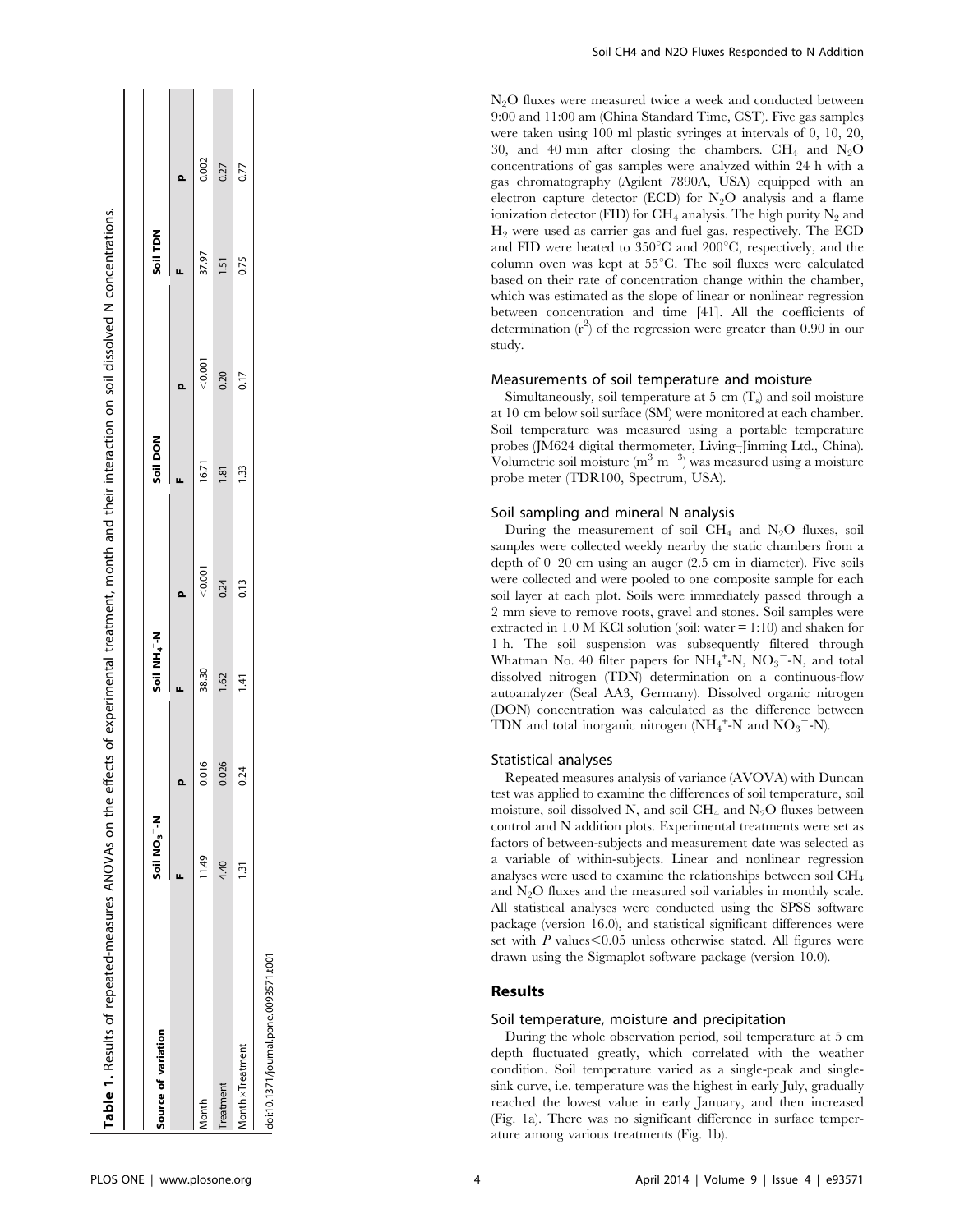**Table 1.** Results of repeated-measures ANOVAs on the effects of experimental treatment, month and their interaction on soil dissolved N concentrations.

| Source of variation | Soil $NO_3^-$-N | | Soil $NH_4^+$-N | | Soil DON | | Soil TDN | |
|---|---|---|---|---|---|---|---|---|
| | F | p | F | p | F | p | F | p |
| Month | 11.49 | 0.016 | 38.30 | <0.001 | 16.71 | <0.001 | 37.97 | 0.002 |
| Treatment | 4.40 | 0.026 | 1.62 | 0.24 | 1.81 | 0.20 | 1.51 | 0.27 |
| Month×Treatment | 1.31 | 0.24 | 1.41 | 0.13 | 1.33 | 0.17 | 0.75 | 0.77 |

doi:10.1371/journal.pone.0093571.t001

$N_2O$ fluxes were measured twice a week and conducted between 9:00 and 11:00 am (China Standard Time, CST). Five gas samples were taken using 100 ml plastic syringes at intervals of 0, 10, 20, 30, and 40 min after closing the chambers. $CH_4$ and $N_2O$ concentrations of gas samples were analyzed within 24 h with a gas chromatography (Agilent 7890A, USA) equipped with an electron capture detector (ECD) for $N_2O$ analysis and a flame ionization detector (FID) for $CH_4$ analysis. The high purity $N_2$ and $H_2$ were used as carrier gas and fuel gas, respectively. The ECD and FID were heated to 350°C and 200°C, respectively, and the column oven was kept at 55°C. The soil fluxes were calculated based on their rate of concentration change within the chamber, which was estimated as the slope of linear or nonlinear regression between concentration and time [41]. All the coefficients of determination ($r^2$) of the regression were greater than 0.90 in our study.

### Measurements of soil temperature and moisture

Simultaneously, soil temperature at 5 cm ($T_s$) and soil moisture at 10 cm below soil surface (SM) were monitored at each chamber. Soil temperature was measured using a portable temperature probes (JM624 digital thermometer, Living–Jinming Ltd., China). Volumetric soil moisture ($m^3\ m^{-3}$) was measured using a moisture probe meter (TDR100, Spectrum, USA).

### Soil sampling and mineral N analysis

During the measurement of soil $CH_4$ and $N_2O$ fluxes, soil samples were collected weekly nearby the static chambers from a depth of 0–20 cm using an auger (2.5 cm in diameter). Five soils were collected and were pooled to one composite sample for each soil layer at each plot. Soils were immediately passed through a 2 mm sieve to remove roots, gravel and stones. Soil samples were extracted in 1.0 M KCl solution (soil: water = 1:10) and shaken for 1 h. The soil suspension was subsequently filtered through Whatman No. 40 filter papers for $NH_4^+$-N, $NO_3^-$-N, and total dissolved nitrogen (TDN) determination on a continuous-flow autoanalyzer (Seal AA3, Germany). Dissolved organic nitrogen (DON) concentration was calculated as the difference between TDN and total inorganic nitrogen ($NH_4^+$-N and $NO_3^-$-N).

### Statistical analyses

Repeated measures analysis of variance (AVOVA) with Duncan test was applied to examine the differences of soil temperature, soil moisture, soil dissolved N, and soil $CH_4$ and $N_2O$ fluxes between control and N addition plots. Experimental treatments were set as factors of between-subjects and measurement date was selected as a variable of within-subjects. Linear and nonlinear regression analyses were used to examine the relationships between soil $CH_4$ and $N_2O$ fluxes and the measured soil variables in monthly scale. All statistical analyses were conducted using the SPSS software package (version 16.0), and statistical significant differences were set with $P$ values<0.05 unless otherwise stated. All figures were drawn using the Sigmaplot software package (version 10.0).

## Results

### Soil temperature, moisture and precipitation

During the whole observation period, soil temperature at 5 cm depth fluctuated greatly, which correlated with the weather condition. Soil temperature varied as a single-peak and single-sink curve, i.e. temperature was the highest in early July, gradually reached the lowest value in early January, and then increased (Fig. 1a). There was no significant difference in surface temperature among various treatments (Fig. 1b).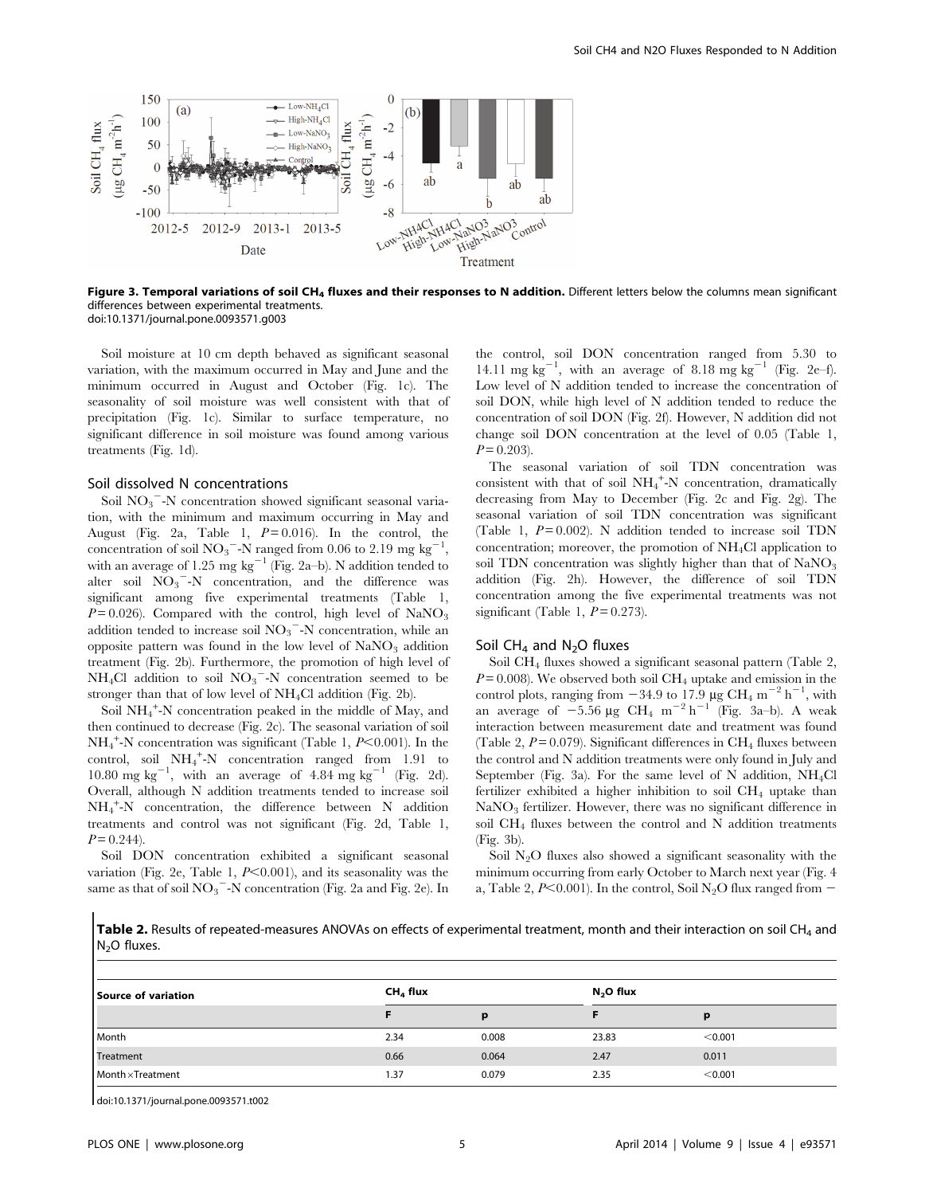**Figure 3. Temporal variations of soil $CH_4$ fluxes and their responses to N addition.** Different letters below the columns mean significant differences between experimental treatments.
doi:10.1371/journal.pone.0093571.g003

Soil moisture at 10 cm depth behaved as significant seasonal variation, with the maximum occurred in May and June and the minimum occurred in August and October (Fig. 1c). The seasonality of soil moisture was well consistent with that of precipitation (Fig. 1c). Similar to surface temperature, no significant difference in soil moisture was found among various treatments (Fig. 1d).

### Soil dissolved N concentrations

Soil $NO_3^-$-N concentration showed significant seasonal variation, with the minimum and maximum occurring in May and August (Fig. 2a, Table 1, $P = 0.016$). In the control, the concentration of soil $NO_3^-$-N ranged from 0.06 to 2.19 mg $kg^{-1}$, with an average of 1.25 mg $kg^{-1}$ (Fig. 2a–b). N addition tended to alter soil $NO_3^-$-N concentration, and the difference was significant among five experimental treatments (Table 1, $P = 0.026$). Compared with the control, high level of $NaNO_3$ addition tended to increase soil $NO_3^-$-N concentration, while an opposite pattern was found in the low level of $NaNO_3$ addition treatment (Fig. 2b). Furthermore, the promotion of high level of $NH_4Cl$ addition to soil $NO_3^-$-N concentration seemed to be stronger than that of low level of $NH_4Cl$ addition (Fig. 2b).

Soil $NH_4^+$-N concentration peaked in the middle of May, and then continued to decrease (Fig. 2c). The seasonal variation of soil $NH_4^+$-N concentration was significant (Table 1, $P<0.001$). In the control, soil $NH_4^+$-N concentration ranged from 1.91 to 10.80 mg $kg^{-1}$, with an average of 4.84 mg $kg^{-1}$ (Fig. 2d). Overall, although N addition treatments tended to increase soil $NH_4^+$-N concentration, the difference between N addition treatments and control was not significant (Fig. 2d, Table 1, $P = 0.244$).

Soil DON concentration exhibited a significant seasonal variation (Fig. 2e, Table 1, $P<0.001$), and its seasonality was the same as that of soil $NO_3^-$-N concentration (Fig. 2a and Fig. 2e). In the control, soil DON concentration ranged from 5.30 to 14.11 mg $kg^{-1}$, with an average of 8.18 mg $kg^{-1}$ (Fig. 2e–f). Low level of N addition tended to increase the concentration of soil DON, while high level of N addition tended to reduce the concentration of soil DON (Fig. 2f). However, N addition did not change soil DON concentration at the level of 0.05 (Table 1, $P = 0.203$).

The seasonal variation of soil TDN concentration was consistent with that of soil $NH_4^+$-N concentration, dramatically decreasing from May to December (Fig. 2c and Fig. 2g). The seasonal variation of soil TDN concentration was significant (Table 1, $P = 0.002$). N addition tended to increase soil TDN concentration; moreover, the promotion of $NH_4Cl$ application to soil TDN concentration was slightly higher than that of $NaNO_3$ addition (Fig. 2h). However, the difference of soil TDN concentration among the five experimental treatments was not significant (Table 1, $P = 0.273$).

### Soil $CH_4$ and $N_2O$ fluxes

Soil $CH_4$ fluxes showed a significant seasonal pattern (Table 2, $P = 0.008$). We observed both soil $CH_4$ uptake and emission in the control plots, ranging from −34.9 to 17.9 μg $CH_4$ $m^{-2}$ $h^{-1}$, with an average of −5.56 μg $CH_4$ $m^{-2}$ $h^{-1}$ (Fig. 3a–b). A weak interaction between measurement date and treatment was found (Table 2, $P = 0.079$). Significant differences in $CH_4$ fluxes between the control and N addition treatments were only found in July and September (Fig. 3a). For the same level of N addition, $NH_4Cl$ fertilizer exhibited a higher inhibition to soil $CH_4$ uptake than $NaNO_3$ fertilizer. However, there was no significant difference in soil $CH_4$ fluxes between the control and N addition treatments (Fig. 3b).

Soil $N_2O$ fluxes also showed a significant seasonality with the minimum occurring from early October to March next year (Fig. 4 a, Table 2, $P<0.001$). In the control, Soil $N_2O$ flux ranged from −

**Table 2.** Results of repeated-measures ANOVAs on effects of experimental treatment, month and their interaction on soil $CH_4$ and $N_2O$ fluxes.

| Source of variation | $CH_4$ flux | | $N_2O$ flux | |
|---|---|---|---|---|
| | F | p | F | p |
| Month | 2.34 | 0.008 | 23.83 | <0.001 |
| Treatment | 0.66 | 0.064 | 2.47 | 0.011 |
| Month×Treatment | 1.37 | 0.079 | 2.35 | <0.001 |

doi:10.1371/journal.pone.0093571.t002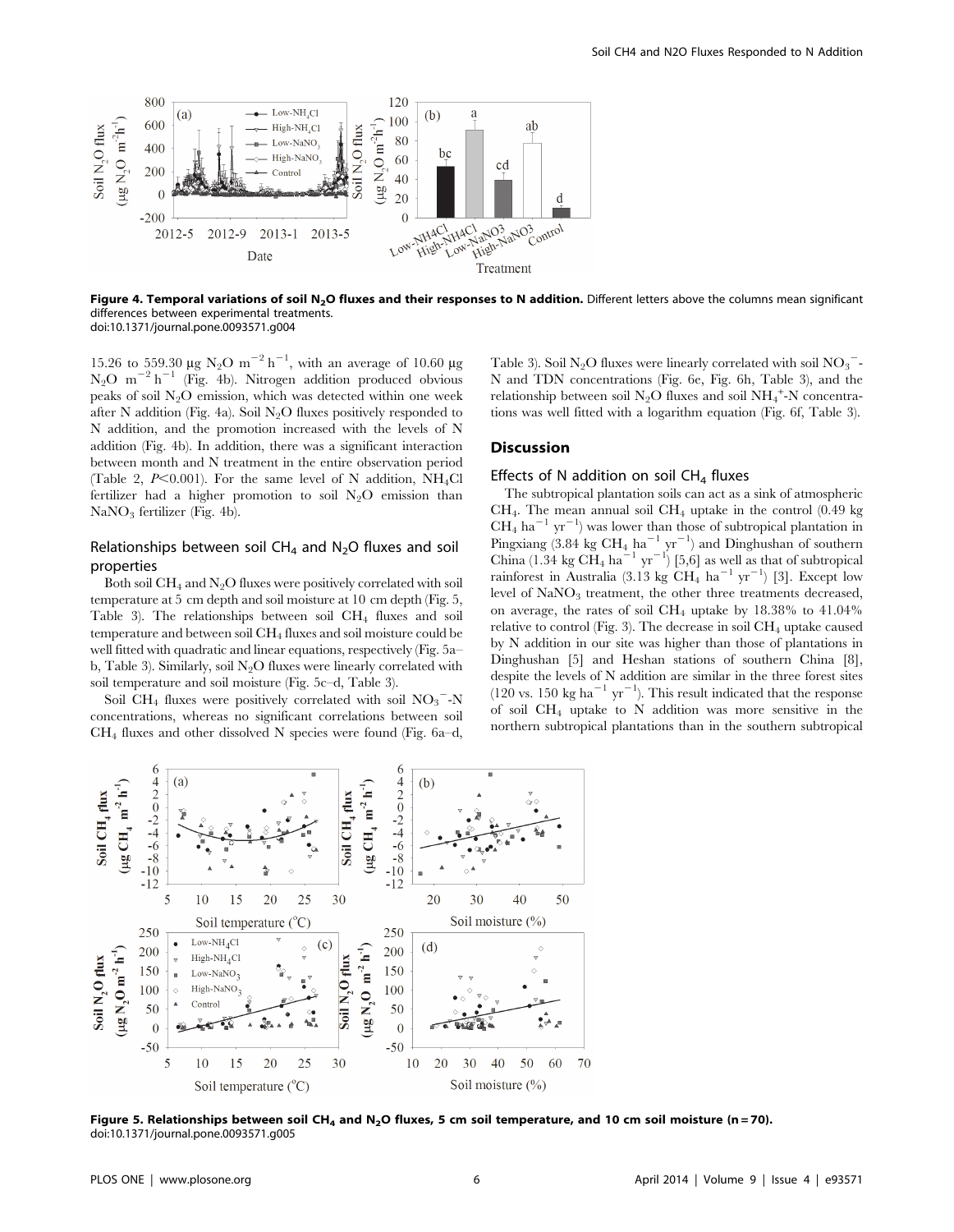**Figure 4. Temporal variations of soil $N_2O$ fluxes and their responses to N addition.** Different letters above the columns mean significant differences between experimental treatments.
doi:10.1371/journal.pone.0093571.g004

15.26 to 559.30 μg $N_2O$ $m^{-2}$ $h^{-1}$, with an average of 10.60 μg $N_2O$ $m^{-2}$ $h^{-1}$ (Fig. 4b). Nitrogen addition produced obvious peaks of soil $N_2O$ emission, which was detected within one week after N addition (Fig. 4a). Soil $N_2O$ fluxes positively responded to N addition, and the promotion increased with the levels of N addition (Fig. 4b). In addition, there was a significant interaction between month and N treatment in the entire observation period (Table 2, $P<0.001$). For the same level of N addition, $NH_4Cl$ fertilizer had a higher promotion to soil $N_2O$ emission than $NaNO_3$ fertilizer (Fig. 4b).

### Relationships between soil $CH_4$ and $N_2O$ fluxes and soil properties

Both soil $CH_4$ and $N_2O$ fluxes were positively correlated with soil temperature at 5 cm depth and soil moisture at 10 cm depth (Fig. 5, Table 3). The relationships between soil $CH_4$ fluxes and soil temperature and between soil $CH_4$ fluxes and soil moisture could be well fitted with quadratic and linear equations, respectively (Fig. 5a–b, Table 3). Similarly, soil $N_2O$ fluxes were linearly correlated with soil temperature and soil moisture (Fig. 5c–d, Table 3).

Soil $CH_4$ fluxes were positively correlated with soil $NO_3^-$-N concentrations, whereas no significant correlations between soil $CH_4$ fluxes and other dissolved N species were found (Fig. 6a–d, Table 3). Soil $N_2O$ fluxes were linearly correlated with soil $NO_3^-$-N and TDN concentrations (Fig. 6e, Fig. 6h, Table 3), and the relationship between soil $N_2O$ fluxes and soil $NH_4^+$-N concentrations was well fitted with a logarithm equation (Fig. 6f, Table 3).

## Discussion

### Effects of N addition on soil $CH_4$ fluxes

The subtropical plantation soils can act as a sink of atmospheric $CH_4$. The mean annual soil $CH_4$ uptake in the control (0.49 kg $CH_4$ $ha^{-1}$ $yr^{-1}$) was lower than those of subtropical plantation in Pingxiang (3.84 kg $CH_4$ $ha^{-1}$ $yr^{-1}$) and Dinghushan of southern China (1.34 kg $CH_4$ $ha^{-1}$ $yr^{-1}$) [5,6] as well as that of subtropical rainforest in Australia (3.13 kg $CH_4$ $ha^{-1}$ $yr^{-1}$) [3]. Except low level of $NaNO_3$ treatment, the other three treatments decreased, on average, the rates of soil $CH_4$ uptake by 18.38% to 41.04% relative to control (Fig. 3). The decrease in soil $CH_4$ uptake caused by N addition in our site was higher than those of plantations in Dinghushan [5] and Heshan stations of southern China [8], despite the levels of N addition are similar in the three forest sites (120 vs. 150 kg $ha^{-1}$ $yr^{-1}$). This result indicated that the response of soil $CH_4$ uptake to N addition was more sensitive in the northern subtropical plantations than in the southern subtropical

**Figure 5. Relationships between soil $CH_4$ and $N_2O$ fluxes, 5 cm soil temperature, and 10 cm soil moisture (n = 70).**
doi:10.1371/journal.pone.0093571.g005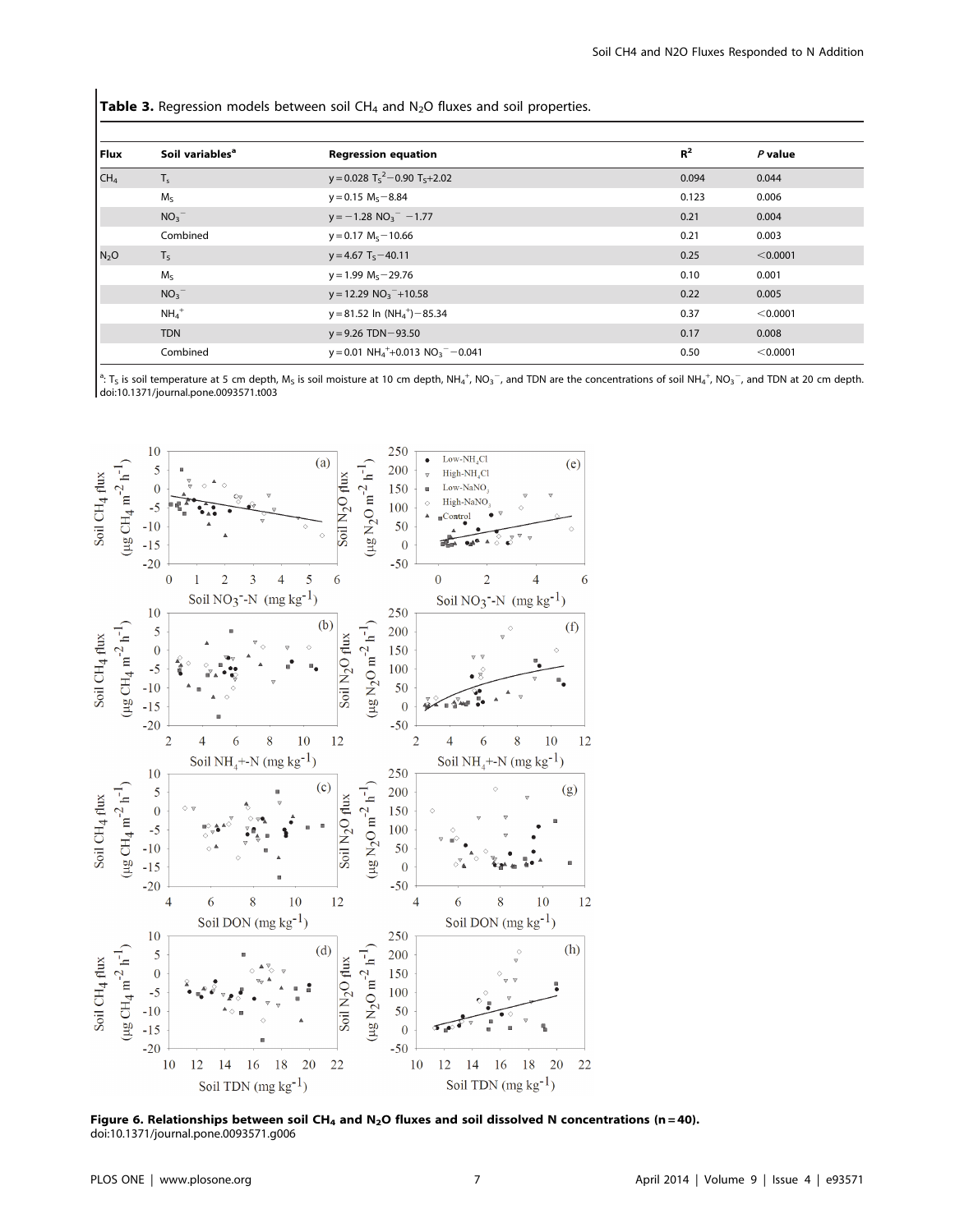**Table 3.** Regression models between soil $CH_4$ and $N_2O$ fluxes and soil properties.

| Flux | Soil variables[a] | Regression equation | $R^2$ | *P* value |
|---|---|---|---|---|
| $CH_4$ | $T_s$ | $y = 0.028\ T_s^2 - 0.90\ T_s + 2.02$ | 0.094 | 0.044 |
| | $M_S$ | $y = 0.15\ M_S - 8.84$ | 0.123 | 0.006 |
| | $NO_3^-$ | $y = -1.28\ NO_3^- - 1.77$ | 0.21 | 0.004 |
| | Combined | $y = 0.17\ M_S - 10.66$ | 0.21 | 0.003 |
| $N_2O$ | $T_S$ | $y = 4.67\ T_S - 40.11$ | 0.25 | <0.0001 |
| | $M_S$ | $y = 1.99\ M_S - 29.76$ | 0.10 | 0.001 |
| | $NO_3^-$ | $y = 12.29\ NO_3^- + 10.58$ | 0.22 | 0.005 |
| | $NH_4^+$ | $y = 81.52\ \ln(NH_4^+) - 85.34$ | 0.37 | <0.0001 |
| | TDN | $y = 9.26\ TDN - 93.50$ | 0.17 | 0.008 |
| | Combined | $y = 0.01\ NH_4^+ + 0.013\ NO_3^- - 0.041$ | 0.50 | <0.0001 |

[a]: $T_S$ is soil temperature at 5 cm depth, $M_S$ is soil moisture at 10 cm depth, $NH_4^+$, $NO_3^-$, and TDN are the concentrations of soil $NH_4^+$, $NO_3^-$, and TDN at 20 cm depth.
doi:10.1371/journal.pone.0093571.t003

**Figure 6. Relationships between soil $CH_4$ and $N_2O$ fluxes and soil dissolved N concentrations (n = 40).**
doi:10.1371/journal.pone.0093571.g006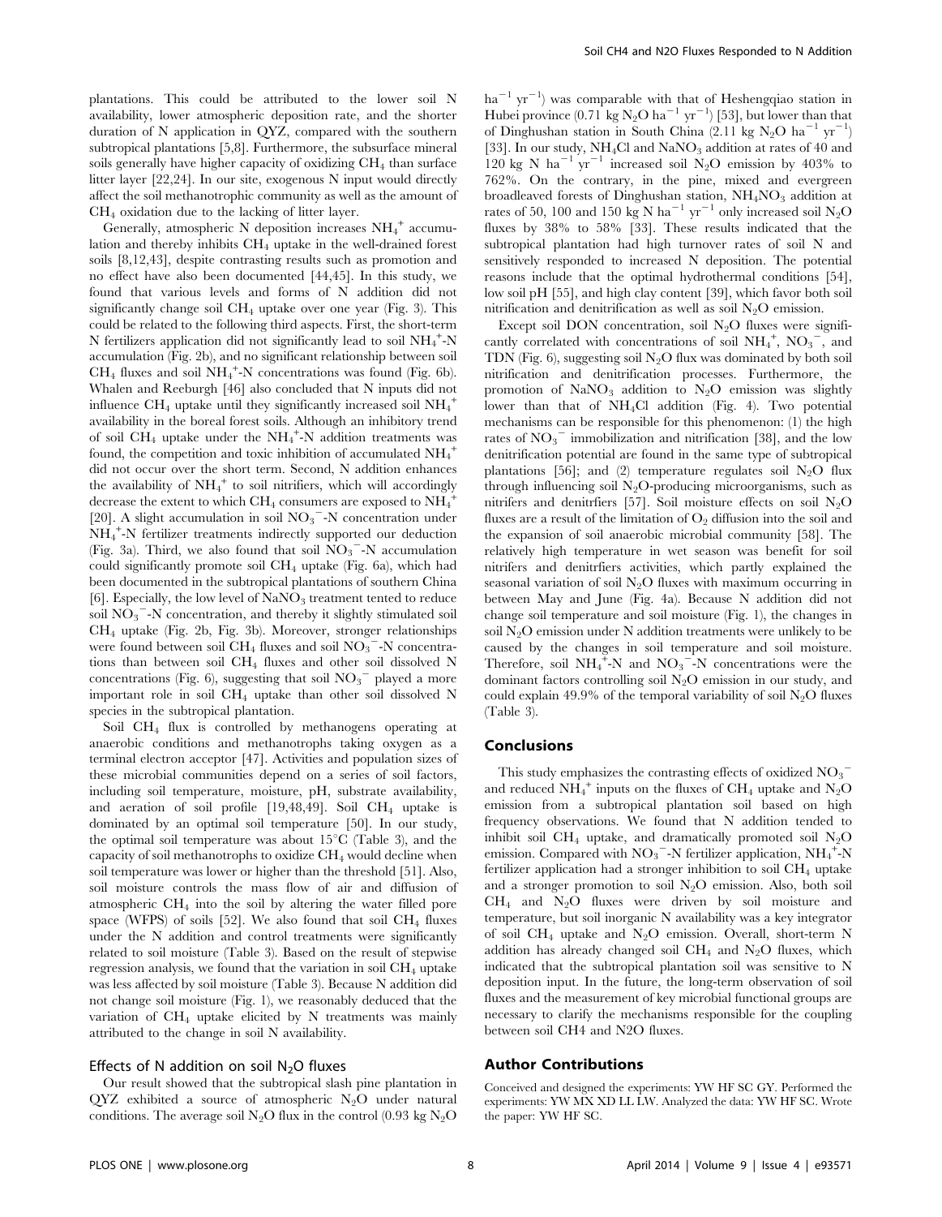plantations. This could be attributed to the lower soil N availability, lower atmospheric deposition rate, and the shorter duration of N application in QYZ, compared with the southern subtropical plantations [5,8]. Furthermore, the subsurface mineral soils generally have higher capacity of oxidizing $CH_4$ than surface litter layer [22,24]. In our site, exogenous N input would directly affect the soil methanotrophic community as well as the amount of $CH_4$ oxidation due to the lacking of litter layer.

Generally, atmospheric N deposition increases $NH_4^+$ accumulation and thereby inhibits $CH_4$ uptake in the well-drained forest soils [8,12,43], despite contrasting results such as promotion and no effect have also been documented [44,45]. In this study, we found that various levels and forms of N addition did not significantly change soil $CH_4$ uptake over one year (Fig. 3). This could be related to the following third aspects. First, the short-term N fertilizers application did not significantly lead to soil $NH_4^+$-N accumulation (Fig. 2b), and no significant relationship between soil $CH_4$ fluxes and soil $NH_4^+$-N concentrations was found (Fig. 6b). Whalen and Reeburgh [46] also concluded that N inputs did not influence $CH_4$ uptake until they significantly increased soil $NH_4^+$ availability in the boreal forest soils. Although an inhibitory trend of soil $CH_4$ uptake under the $NH_4^+$-N addition treatments was found, the competition and toxic inhibition of accumulated $NH_4^+$ did not occur over the short term. Second, N addition enhances the availability of $NH_4^+$ to soil nitrifiers, which will accordingly decrease the extent to which $CH_4$ consumers are exposed to $NH_4^+$ [20]. A slight accumulation in soil $NO_3^-$-N concentration under $NH_4^+$-N fertilizer treatments indirectly supported our deduction (Fig. 3a). Third, we also found that soil $NO_3^-$-N accumulation could significantly promote soil $CH_4$ uptake (Fig. 6a), which had been documented in the subtropical plantations of southern China [6]. Especially, the low level of $NaNO_3$ treatment tented to reduce soil $NO_3^-$-N concentration, and thereby it slightly stimulated soil $CH_4$ uptake (Fig. 2b, Fig. 3b). Moreover, stronger relationships were found between soil $CH_4$ fluxes and soil $NO_3^-$-N concentrations than between soil $CH_4$ fluxes and other soil dissolved N concentrations (Fig. 6), suggesting that soil $NO_3^-$ played a more important role in soil $CH_4$ uptake than other soil dissolved N species in the subtropical plantation.

Soil $CH_4$ flux is controlled by methanogens operating at anaerobic conditions and methanotrophs taking oxygen as a terminal electron acceptor [47]. Activities and population sizes of these microbial communities depend on a series of soil factors, including soil temperature, moisture, pH, substrate availability, and aeration of soil profile [19,48,49]. Soil $CH_4$ uptake is dominated by an optimal soil temperature [50]. In our study, the optimal soil temperature was about 15°C (Table 3), and the capacity of soil methanotrophs to oxidize $CH_4$ would decline when soil temperature was lower or higher than the threshold [51]. Also, soil moisture controls the mass flow of air and diffusion of atmospheric $CH_4$ into the soil by altering the water filled pore space (WFPS) of soils [52]. We also found that soil $CH_4$ fluxes under the N addition and control treatments were significantly related to soil moisture (Table 3). Based on the result of stepwise regression analysis, we found that the variation in soil $CH_4$ uptake was less affected by soil moisture (Table 3). Because N addition did not change soil moisture (Fig. 1), we reasonably deduced that the variation of $CH_4$ uptake elicited by N treatments was mainly attributed to the change in soil N availability.

### Effects of N addition on soil $N_2O$ fluxes

Our result showed that the subtropical slash pine plantation in QYZ exhibited a source of atmospheric $N_2O$ under natural conditions. The average soil $N_2O$ flux in the control (0.93 kg $N_2O$ $ha^{-1}$ $yr^{-1}$) was comparable with that of Heshengqiao station in Hubei province (0.71 kg $N_2O$ $ha^{-1}$ $yr^{-1}$) [53], but lower than that of Dinghushan station in South China (2.11 kg $N_2O$ $ha^{-1}$ $yr^{-1}$) [33]. In our study, $NH_4Cl$ and $NaNO_3$ addition at rates of 40 and 120 kg N $ha^{-1}$ $yr^{-1}$ increased soil $N_2O$ emission by 403% to 762%. On the contrary, in the pine, mixed and evergreen broadleaved forests of Dinghushan station, $NH_4NO_3$ addition at rates of 50, 100 and 150 kg N $ha^{-1}$ $yr^{-1}$ only increased soil $N_2O$ fluxes by 38% to 58% [33]. These results indicated that the subtropical plantation had high turnover rates of soil N and sensitively responded to increased N deposition. The potential reasons include that the optimal hydrothermal conditions [54], low soil pH [55], and high clay content [39], which favor both soil nitrification and denitrification as well as soil $N_2O$ emission.

Except soil DON concentration, soil $N_2O$ fluxes were significantly correlated with concentrations of soil $NH_4^+$, $NO_3^-$, and TDN (Fig. 6), suggesting soil $N_2O$ flux was dominated by both soil nitrification and denitrification processes. Furthermore, the promotion of $NaNO_3$ addition to $N_2O$ emission was slightly lower than that of $NH_4Cl$ addition (Fig. 4). Two potential mechanisms can be responsible for this phenomenon: (1) the high rates of $NO_3^-$ immobilization and nitrification [38], and the low denitrification potential are found in the same type of subtropical plantations [56]; and (2) temperature regulates soil $N_2O$ flux through influencing soil $N_2O$-producing microorganisms, such as nitrifers and denitrfiers [57]. Soil moisture effects on soil $N_2O$ fluxes are a result of the limitation of $O_2$ diffusion into the soil and the expansion of soil anaerobic microbial community [58]. The relatively high temperature in wet season was benefit for soil nitrifers and denitrfiers activities, which partly explained the seasonal variation of soil $N_2O$ fluxes with maximum occurring in between May and June (Fig. 4a). Because N addition did not change soil temperature and soil moisture (Fig. 1), the changes in soil $N_2O$ emission under N addition treatments were unlikely to be caused by the changes in soil temperature and soil moisture. Therefore, soil $NH_4^+$-N and $NO_3^-$-N concentrations were the dominant factors controlling soil $N_2O$ emission in our study, and could explain 49.9% of the temporal variability of soil $N_2O$ fluxes (Table 3).

## Conclusions

This study emphasizes the contrasting effects of oxidized $NO_3^-$ and reduced $NH_4^+$ inputs on the fluxes of $CH_4$ uptake and $N_2O$ emission from a subtropical plantation soil based on high frequency observations. We found that N addition tended to inhibit soil $CH_4$ uptake, and dramatically promoted soil $N_2O$ emission. Compared with $NO_3^-$-N fertilizer application, $NH_4^+$-N fertilizer application had a stronger inhibition to soil $CH_4$ uptake and a stronger promotion to soil $N_2O$ emission. Also, both soil $CH_4$ and $N_2O$ fluxes were driven by soil moisture and temperature, but soil inorganic N availability was a key integrator of soil $CH_4$ uptake and $N_2O$ emission. Overall, short-term N addition has already changed soil $CH_4$ and $N_2O$ fluxes, which indicated that the subtropical plantation soil was sensitive to N deposition input. In the future, the long-term observation of soil fluxes and the measurement of key microbial functional groups are necessary to clarify the mechanisms responsible for the coupling between soil CH4 and N2O fluxes.

## Author Contributions

Conceived and designed the experiments: YW HF SC GY. Performed the experiments: YW MX XD LL LW. Analyzed the data: YW HF SC. Wrote the paper: YW HF SC.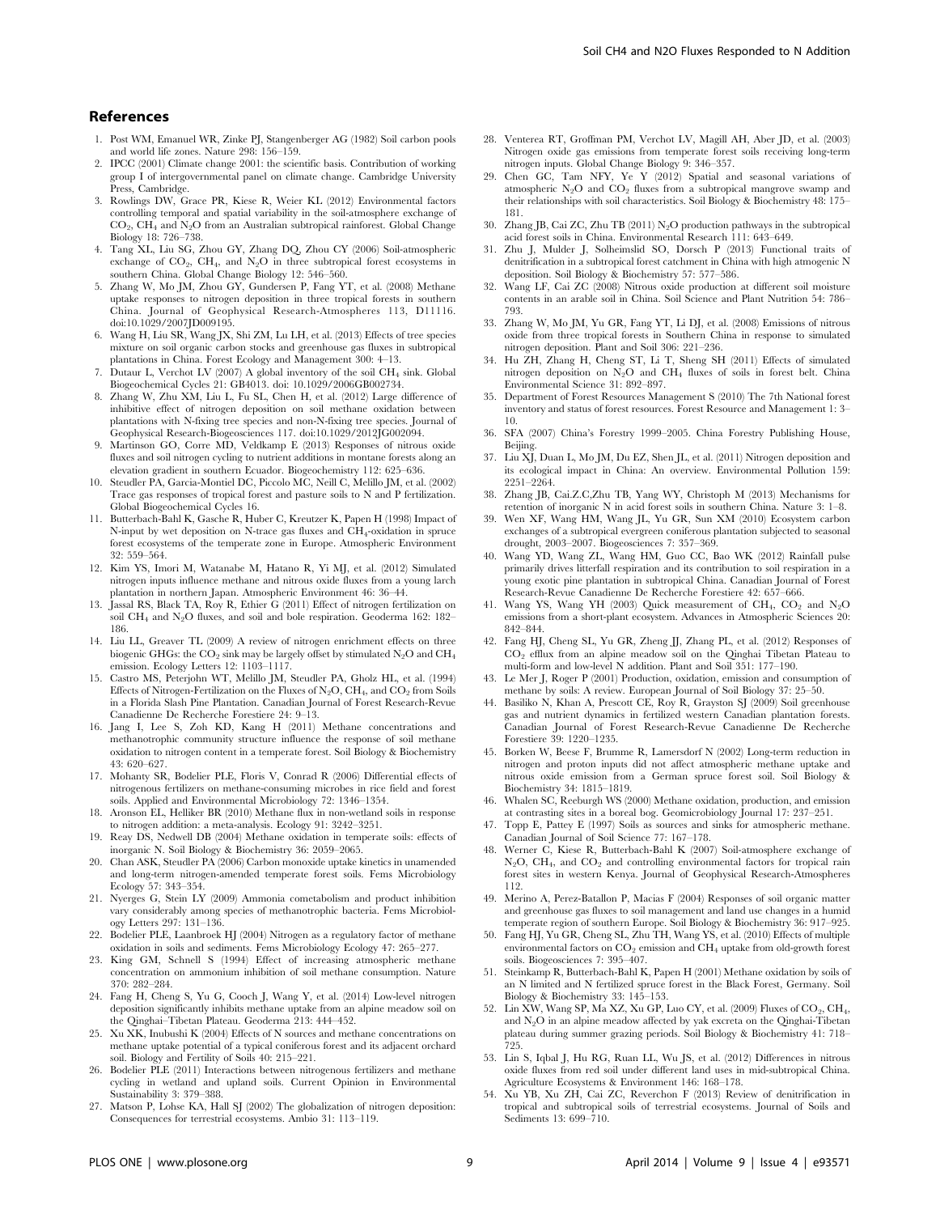## References

1. Post WM, Emanuel WR, Zinke PJ, Stangenberger AG (1982) Soil carbon pools and world life zones. Nature 298: 156–159.
2. IPCC (2001) Climate change 2001: the scientific basis. Contribution of working group I of intergovernmental panel on climate change. Cambridge University Press, Cambridge.
3. Rowlings DW, Grace PR, Kiese R, Weier KL (2012) Environmental factors controlling temporal and spatial variability in the soil-atmosphere exchange of $CO_2$, $CH_4$ and $N_2O$ from an Australian subtropical rainforest. Global Change Biology 18: 726–738.
4. Tang XL, Liu SG, Zhou GY, Zhang DQ, Zhou CY (2006) Soil-atmospheric exchange of $CO_2$, $CH_4$, and $N_2O$ in three subtropical forest ecosystems in southern China. Global Change Biology 12: 546–560.
5. Zhang W, Mo JM, Zhou GY, Gundersen P, Fang YT, et al. (2008) Methane uptake responses to nitrogen deposition in three tropical forests in southern China. Journal of Geophysical Research-Atmospheres 113, D11116. doi:10.1029/2007JD009195.
6. Wang H, Liu SR, Wang JX, Shi ZM, Lu LH, et al. (2013) Effects of tree species mixture on soil organic carbon stocks and greenhouse gas fluxes in subtropical plantations in China. Forest Ecology and Management 300: 4–13.
7. Dutaur L, Verchot LV (2007) A global inventory of the soil $CH_4$ sink. Global Biogeochemical Cycles 21: GB4013. doi: 10.1029/2006GB002734.
8. Zhang W, Zhu XM, Liu L, Fu SL, Chen H, et al. (2012) Large difference of inhibitive effect of nitrogen deposition on soil methane oxidation between plantations with N-fixing tree species and non-N-fixing tree species. Journal of Geophysical Research-Biogeosciences 117. doi:10.1029/2012JG002094.
9. Martinson GO, Corre MD, Veldkamp E (2013) Responses of nitrous oxide fluxes and soil nitrogen cycling to nutrient additions in montane forests along an elevation gradient in southern Ecuador. Biogeochemistry 112: 625–636.
10. Steudler PA, Garcia-Montiel DC, Piccolo MC, Neill C, Melillo JM, et al. (2002) Trace gas responses of tropical forest and pasture soils to N and P fertilization. Global Biogeochemical Cycles 16.
11. Butterbach-Bahl K, Gasche R, Huber C, Kreutzer K, Papen H (1998) Impact of N-input by wet deposition on N-trace gas fluxes and $CH_4$-oxidation in spruce forest ecosystems of the temperate zone in Europe. Atmospheric Environment 32: 559–564.
12. Kim YS, Imori M, Watanabe M, Hatano R, Yi MJ, et al. (2012) Simulated nitrogen inputs influence methane and nitrous oxide fluxes from a young larch plantation in northern Japan. Atmospheric Environment 46: 36–44.
13. Jassal RS, Black TA, Roy R, Ethier G (2011) Effect of nitrogen fertilization on soil $CH_4$ and $N_2O$ fluxes, and soil and bole respiration. Geoderma 162: 182–186.
14. Liu LL, Greaver TL (2009) A review of nitrogen enrichment effects on three biogenic GHGs: the $CO_2$ sink may be largely offset by stimulated $N_2O$ and $CH_4$ emission. Ecology Letters 12: 1103–1117.
15. Castro MS, Peterjohn WT, Melillo JM, Steudler PA, Gholz HL, et al. (1994) Effects of Nitrogen-Fertilization on the Fluxes of $N_2O$, $CH_4$, and $CO_2$ from Soils in a Florida Slash Pine Plantation. Canadian Journal of Forest Research-Revue Canadienne De Recherche Forestiere 24: 9–13.
16. Jang I, Lee S, Zoh KD, Kang H (2011) Methane concentrations and methanotrophic community structure influence the response of soil methane oxidation to nitrogen content in a temperate forest. Soil Biology & Biochemistry 43: 620–627.
17. Mohanty SR, Bodelier PLE, Floris V, Conrad R (2006) Differential effects of nitrogenous fertilizers on methane-consuming microbes in rice field and forest soils. Applied and Environmental Microbiology 72: 1346–1354.
18. Aronson EL, Helliker BR (2010) Methane flux in non-wetland soils in response to nitrogen addition: a meta-analysis. Ecology 91: 3242–3251.
19. Reay DS, Nedwell DB (2004) Methane oxidation in temperate soils: effects of inorganic N. Soil Biology & Biochemistry 36: 2059–2065.
20. Chan ASK, Steudler PA (2006) Carbon monoxide uptake kinetics in unamended and long-term nitrogen-amended temperate forest soils. Fems Microbiology Ecology 57: 343–354.
21. Nyerges G, Stein LY (2009) Ammonia cometabolism and product inhibition vary considerably among species of methanotrophic bacteria. Fems Microbiology Letters 297: 131–136.
22. Bodelier PLE, Laanbroek HJ (2004) Nitrogen as a regulatory factor of methane oxidation in soils and sediments. Fems Microbiology Ecology 47: 265–277.
23. King GM, Schnell S (1994) Effect of increasing atmospheric methane concentration on ammonium inhibition of soil methane consumption. Nature 370: 282–284.
24. Fang H, Cheng S, Yu G, Cooch J, Wang Y, et al. (2014) Low-level nitrogen deposition significantly inhibits methane uptake from an alpine meadow soil on the Qinghai–Tibetan Plateau. Geoderma 213: 444–452.
25. Xu XK, Inubushi K (2004) Effects of N sources and methane concentrations on methane uptake potential of a typical coniferous forest and its adjacent orchard soil. Biology and Fertility of Soils 40: 215–221.
26. Bodelier PLE (2011) Interactions between nitrogenous fertilizers and methane cycling in wetland and upland soils. Current Opinion in Environmental Sustainability 3: 379–388.
27. Matson P, Lohse KA, Hall SJ (2002) The globalization of nitrogen deposition: Consequences for terrestrial ecosystems. Ambio 31: 113–119.
28. Venterea RT, Groffman PM, Verchot LV, Magill AH, Aber JD, et al. (2003) Nitrogen oxide gas emissions from temperate forest soils receiving long-term nitrogen inputs. Global Change Biology 9: 346–357.
29. Chen GC, Tam NFY, Ye Y (2012) Spatial and seasonal variations of atmospheric $N_2O$ and $CO_2$ fluxes from a subtropical mangrove swamp and their relationships with soil characteristics. Soil Biology & Biochemistry 48: 175–181.
30. Zhang JB, Cai ZC, Zhu TB (2011) $N_2O$ production pathways in the subtropical acid forest soils in China. Environmental Research 111: 643–649.
31. Zhu J, Mulder J, Solheimslid SO, Dorsch P (2013) Functional traits of denitrification in a subtropical forest catchment in China with high atmogenic N deposition. Soil Biology & Biochemistry 57: 577–586.
32. Wang LF, Cai ZC (2008) Nitrous oxide production at different soil moisture contents in an arable soil in China. Soil Science and Plant Nutrition 54: 786–793.
33. Zhang W, Mo JM, Yu GR, Fang YT, Li DJ, et al. (2008) Emissions of nitrous oxide from three tropical forests in Southern China in response to simulated nitrogen deposition. Plant and Soil 306: 221–236.
34. Hu ZH, Zhang H, Cheng ST, Li T, Sheng SH (2011) Effects of simulated nitrogen deposition on $N_2O$ and $CH_4$ fluxes of soils in forest belt. China Environmental Science 31: 892–897.
35. Department of Forest Resources Management S (2010) The 7th National forest inventory and status of forest resources. Forest Resource and Management 1: 3–10.
36. SFA (2007) China's Forestry 1999–2005. China Forestry Publishing House, Beijing.
37. Liu XJ, Duan L, Mo JM, Du EZ, Shen JL, et al. (2011) Nitrogen deposition and its ecological impact in China: An overview. Environmental Pollution 159: 2251–2264.
38. Zhang JB, Cai.Z.C,Zhu TB, Yang WY, Christoph M (2013) Mechanisms for retention of inorganic N in acid forest soils in southern China. Nature 3: 1–8.
39. Wen XF, Wang HM, Wang JL, Yu GR, Sun XM (2010) Ecosystem carbon exchanges of a subtropical evergreen coniferous plantation subjected to seasonal drought, 2003–2007. Biogeosciences 7: 357–369.
40. Wang YD, Wang ZL, Wang HM, Guo CC, Bao WK (2012) Rainfall pulse primarily drives litterfall respiration and its contribution to soil respiration in a young exotic pine plantation in subtropical China. Canadian Journal of Forest Research-Revue Canadienne De Recherche Forestiere 42: 657–666.
41. Wang YS, Wang YH (2003) Quick measurement of $CH_4$, $CO_2$ and $N_2O$ emissions from a short-plant ecosystem. Advances in Atmospheric Sciences 20: 842–844.
42. Fang HJ, Cheng SL, Yu GR, Zheng JJ, Zhang PL, et al. (2012) Responses of $CO_2$ efflux from an alpine meadow soil on the Qinghai Tibetan Plateau to multi-form and low-level N addition. Plant and Soil 351: 177–190.
43. Le Mer J, Roger P (2001) Production, oxidation, emission and consumption of methane by soils: A review. European Journal of Soil Biology 37: 25–50.
44. Basiliko N, Khan A, Prescott CE, Roy R, Grayston SJ (2009) Soil greenhouse gas and nutrient dynamics in fertilized western Canadian plantation forests. Canadian Journal of Forest Research-Revue Canadienne De Recherche Forestiere 39: 1220–1235.
45. Borken W, Beese F, Brumme R, Lamersdorf N (2002) Long-term reduction in nitrogen and proton inputs did not affect atmospheric methane uptake and nitrous oxide emission from a German spruce forest soil. Soil Biology & Biochemistry 34: 1815–1819.
46. Whalen SC, Reeburgh WS (2000) Methane oxidation, production, and emission at contrasting sites in a boreal bog. Geomicrobiology Journal 17: 237–251.
47. Topp E, Pattey E (1997) Soils as sources and sinks for atmospheric methane. Canadian Journal of Soil Science 77: 167–178.
48. Werner C, Kiese R, Butterbach-Bahl K (2007) Soil-atmosphere exchange of $N_2O$, $CH_4$, and $CO_2$ and controlling environmental factors for tropical rain forest sites in western Kenya. Journal of Geophysical Research-Atmospheres 112.
49. Merino A, Perez-Batallon P, Macias F (2004) Responses of soil organic matter and greenhouse gas fluxes to soil management and land use changes in a humid temperate region of southern Europe. Soil Biology & Biochemistry 36: 917–925.
50. Fang HJ, Yu GR, Cheng SL, Zhu TH, Wang YS, et al. (2010) Effects of multiple environmental factors on $CO_2$ emission and $CH_4$ uptake from old-growth forest soils. Biogeosciences 7: 395–407.
51. Steinkamp R, Butterbach-Bahl K, Papen H (2001) Methane oxidation by soils of an N limited and N fertilized spruce forest in the Black Forest, Germany. Soil Biology & Biochemistry 33: 145–153.
52. Lin XW, Wang SP, Ma XZ, Xu GP, Luo CY, et al. (2009) Fluxes of $CO_2$, $CH_4$, and $N_2O$ in an alpine meadow affected by yak excreta on the Qinghai-Tibetan plateau during summer grazing periods. Soil Biology & Biochemistry 41: 718–725.
53. Lin S, Iqbal J, Hu RG, Ruan LL, Wu JS, et al. (2012) Differences in nitrous oxide fluxes from red soil under different land uses in mid-subtropical China. Agriculture Ecosystems & Environment 146: 168–178.
54. Xu YB, Xu ZH, Cai ZC, Reverchon F (2013) Review of denitrification in tropical and subtropical soils of terrestrial ecosystems. Journal of Soils and Sediments 13: 699–710.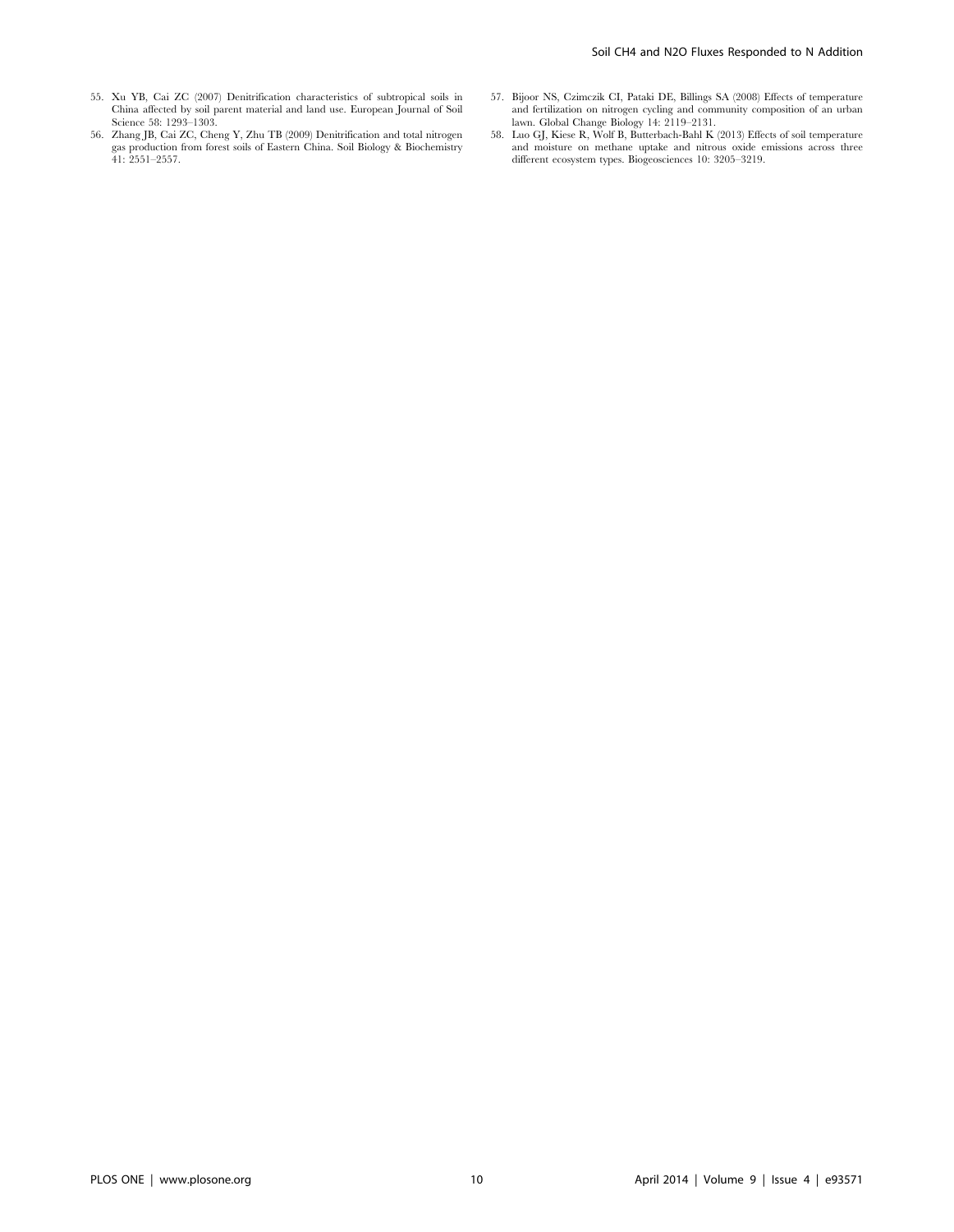55. Xu YB, Cai ZC (2007) Denitrification characteristics of subtropical soils in China affected by soil parent material and land use. European Journal of Soil Science 58: 1293–1303.
56. Zhang JB, Cai ZC, Cheng Y, Zhu TB (2009) Denitrification and total nitrogen gas production from forest soils of Eastern China. Soil Biology & Biochemistry 41: 2551–2557.
57. Bijoor NS, Czimczik CI, Pataki DE, Billings SA (2008) Effects of temperature and fertilization on nitrogen cycling and community composition of an urban lawn. Global Change Biology 14: 2119–2131.
58. Luo GJ, Kiese R, Wolf B, Butterbach-Bahl K (2013) Effects of soil temperature and moisture on methane uptake and nitrous oxide emissions across three different ecosystem types. Biogeosciences 10: 3205–3219.